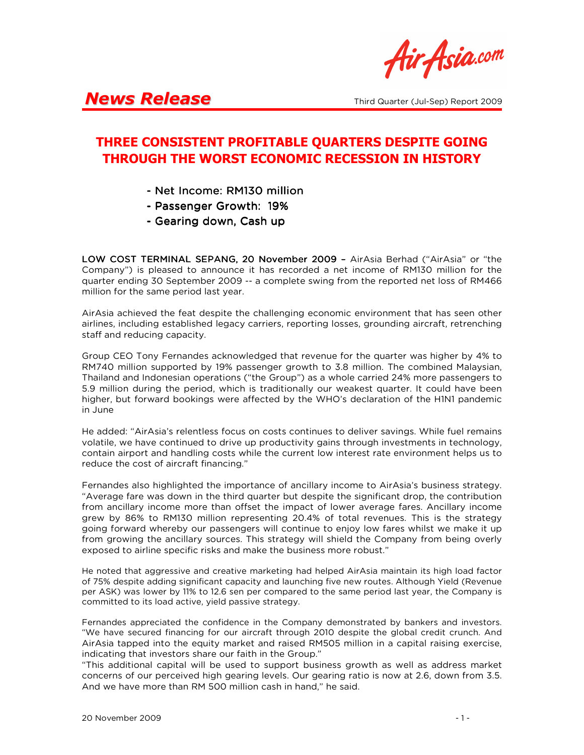# News Release

Third Quarter (Jul-Sep) Report 2009

## THREE CONSISTENT PROFITABLE QUARTERS DESPITE GOING THROUGH THE WORST ECONOMIC RECESSION IN HISTORY

- Net Income: RM130 million
- Passenger Growth: 19%
- Gearing down, Cash up

**LOW COST TERMINAL SEPANG, 20 November 2009 –** AirAsia Berhad ("AirAsia" or "the Company") is pleased to announce it has recorded a net income of RM130 million for the quarter ending 30 September 2009 -- a complete swing from the reported net loss of RM466 million for the same period last year.

AirAsia achieved the feat despite the challenging economic environment that has seen other airlines, including established legacy carriers, reporting losses, grounding aircraft, retrenching staff and reducing capacity.

Group CEO Tony Fernandes acknowledged that revenue for the quarter was higher by 4% to RM740 million supported by 19% passenger growth to 3.8 million. The combined Malaysian, Thailand and Indonesian operations ("the Group") as a whole carried 24% more passengers to 5.9 million during the period, which is traditionally our weakest quarter. It could have been higher, but forward bookings were affected by the WHO's declaration of the H1N1 pandemic in June

He added: "AirAsia's relentless focus on costs continues to deliver savings. While fuel remains volatile, we have continued to drive up productivity gains through investments in technology, contain airport and handling costs while the current low interest rate environment helps us to reduce the cost of aircraft financing."

Fernandes also highlighted the importance of ancillary income to AirAsia's business strategy. "Average fare was down in the third quarter but despite the significant drop, the contribution from ancillary income more than offset the impact of lower average fares. Ancillary income grew by 86% to RM130 million representing 20.4% of total revenues. This is the strategy going forward whereby our passengers will continue to enjoy low fares whilst we make it up from growing the ancillary sources. This strategy will shield the Company from being overly exposed to airline specific risks and make the business more robust."

He noted that aggressive and creative marketing had helped AirAsia maintain its high load factor of 75% despite adding significant capacity and launching five new routes. Although Yield (Revenue per ASK) was lower by 11% to 12.6 sen per compared to the same period last year, the Company is committed to its load active, yield passive strategy.

Fernandes appreciated the confidence in the Company demonstrated by bankers and investors. "We have secured financing for our aircraft through 2010 despite the global credit crunch. And AirAsia tapped into the equity market and raised RM505 million in a capital raising exercise, indicating that investors share our faith in the Group."

"This additional capital will be used to support business growth as well as address market concerns of our perceived high gearing levels. Our gearing ratio is now at 2.6, down from 3.5. And we have more than RM 500 million cash in hand," he said.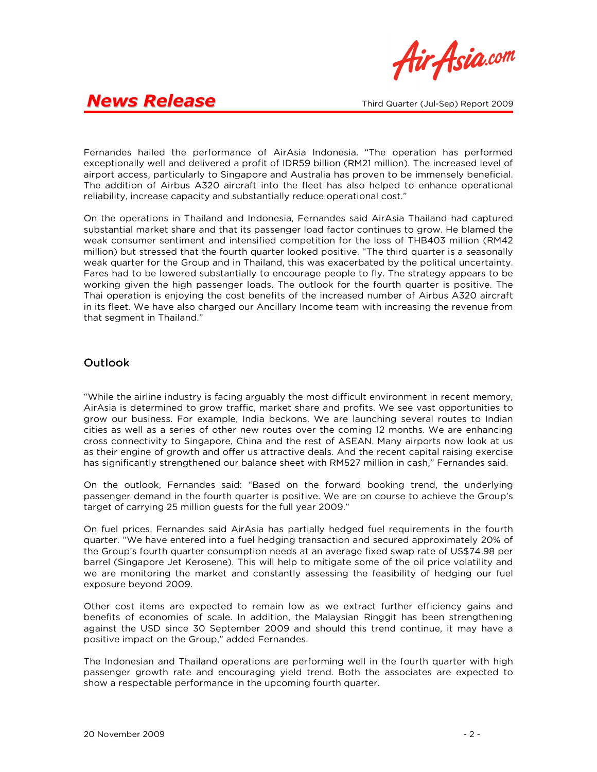Fernandes hailed the performance of AirAsia Indonesia. "The operation has performed exceptionally well and delivered a profit of IDR59 billion (RM21 million). The increased level of airport access, particularly to Singapore and Australia has proven to be immensely beneficial. The addition of Airbus A320 aircraft into the fleet has also helped to enhance operational reliability, increase capacity and substantially reduce operational cost."

On the operations in Thailand and Indonesia, Fernandes said AirAsia Thailand had captured substantial market share and that its passenger load factor continues to grow. He blamed the weak consumer sentiment and intensified competition for the loss of THB403 million (RM42 million) but stressed that the fourth quarter looked positive. "The third quarter is a seasonally weak quarter for the Group and in Thailand, this was exacerbated by the political uncertainty. Fares had to be lowered substantially to encourage people to fly. The strategy appears to be working given the high passenger loads. The outlook for the fourth quarter is positive. The Thai operation is enjoying the cost benefits of the increased number of Airbus A320 aircraft in its fleet. We have also charged our Ancillary Income team with increasing the revenue from that segment in Thailand."

## Outlook

"While the airline industry is facing arguably the most difficult environment in recent memory, AirAsia is determined to grow traffic, market share and profits. We see vast opportunities to grow our business. For example, India beckons. We are launching several routes to Indian cities as well as a series of other new routes over the coming 12 months. We are enhancing cross connectivity to Singapore, China and the rest of ASEAN. Many airports now look at us as their engine of growth and offer us attractive deals. And the recent capital raising exercise has significantly strengthened our balance sheet with RM527 million in cash," Fernandes said.

On the outlook, Fernandes said: "Based on the forward booking trend, the underlying passenger demand in the fourth quarter is positive. We are on course to achieve the Group's target of carrying 25 million guests for the full year 2009."

On fuel prices, Fernandes said AirAsia has partially hedged fuel requirements in the fourth quarter. "We have entered into a fuel hedging transaction and secured approximately 20% of the Group's fourth quarter consumption needs at an average fixed swap rate of US$74.98 per barrel (Singapore Jet Kerosene). This will help to mitigate some of the oil price volatility and we are monitoring the market and constantly assessing the feasibility of hedging our fuel exposure beyond 2009.

Other cost items are expected to remain low as we extract further efficiency gains and benefits of economies of scale. In addition, the Malaysian Ringgit has been strengthening against the USD since 30 September 2009 and should this trend continue, it may have a positive impact on the Group," added Fernandes.

The Indonesian and Thailand operations are performing well in the fourth quarter with high passenger growth rate and encouraging yield trend. Both the associates are expected to show a respectable performance in the upcoming fourth quarter.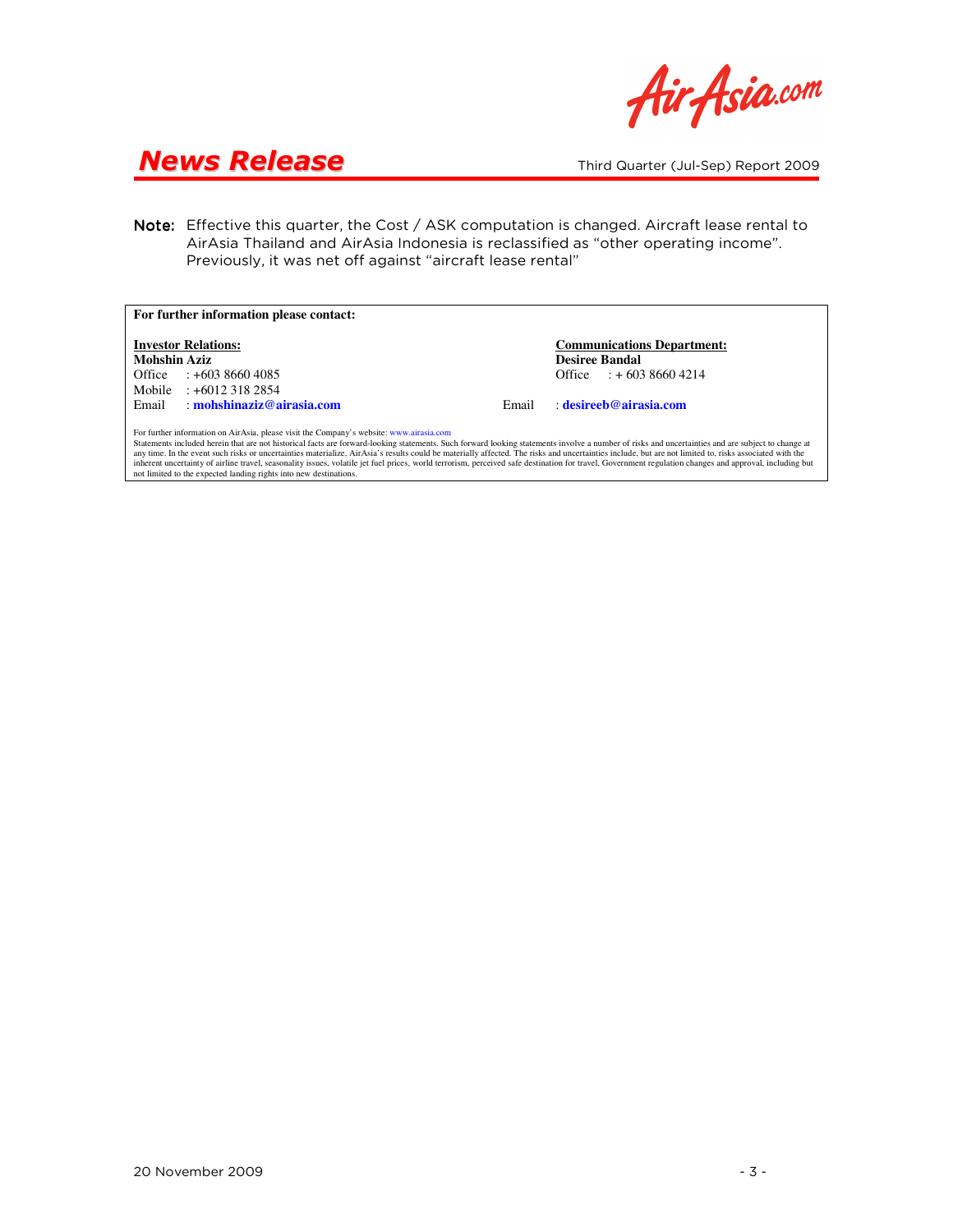**Note:** Effective this quarter, the Cost / ASK computation is changed. Aircraft lease rental to AirAsia Thailand and AirAsia Indonesia is reclassified as "other operating income". Previously, it was net off against "aircraft lease rental"

**For further information please contact:**

**Investor Relations:**
**Mohshin Aziz**
Office : +603 8660 4085
Mobile : +6012 318 2854
Email : **mohshinaziz@airasia.com**

**Communications Department:**
**Desiree Bandal**
Office : + 603 8660 4214
Email : **desireeb@airasia.com**

For further information on AirAsia, please visit the Company's website: www.airasia.com

Statements included herein that are not historical facts are forward-looking statements. Such forward looking statements involve a number of risks and uncertainties and are subject to change at any time. In the event such risks or uncertainties materialize, AirAsia's results could be materially affected. The risks and uncertainties include, but are not limited to, risks associated with the inherent uncertainty of airline travel, seasonality issues, volatile jet fuel prices, world terrorism, perceived safe destination for travel, Government regulation changes and approval, including but not limited to the expected landing rights into new destinations.